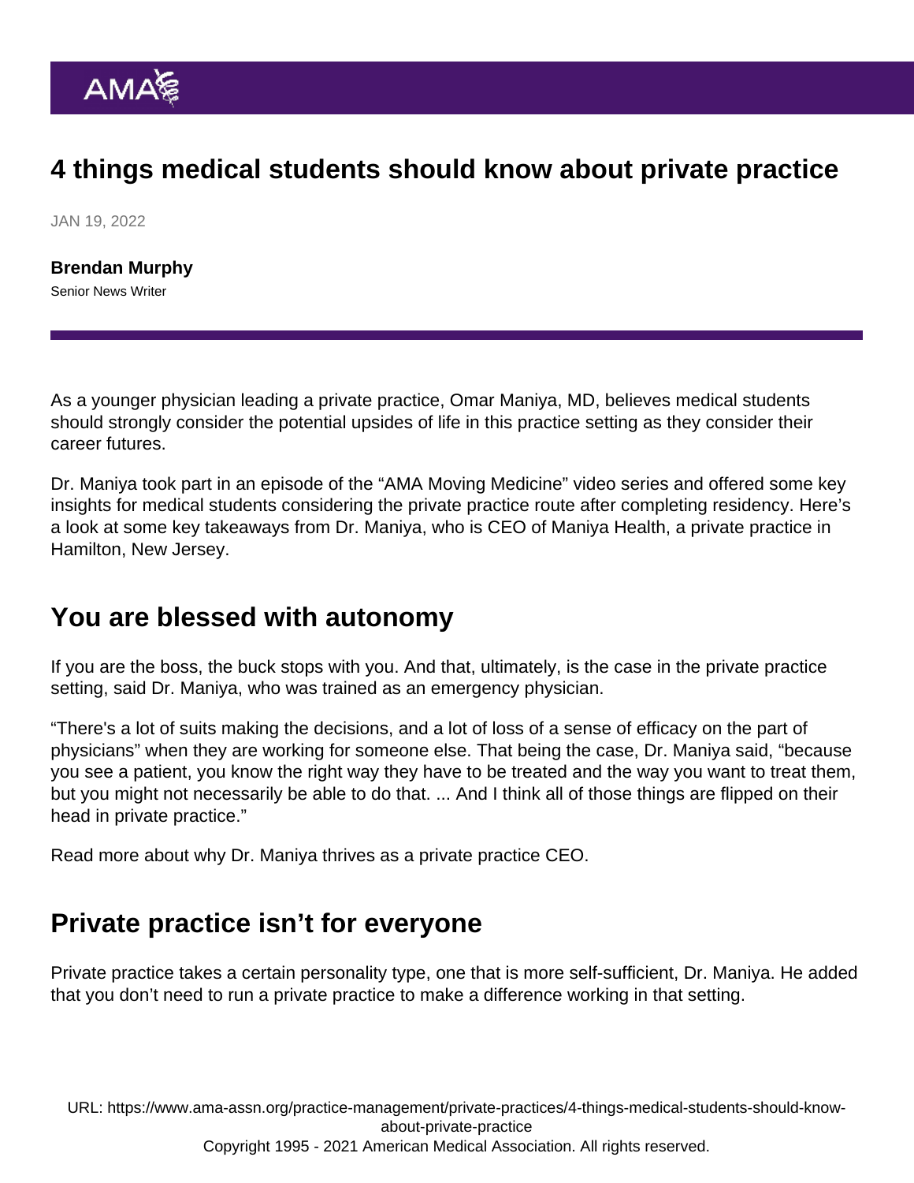# 4 things medical students should know about private practice

JAN 19, 2022

**Brendan Murphy**
Senior News Writer

As a younger physician leading a private practice, Omar Maniya, MD, believes medical students should strongly consider the potential upsides of life in this practice setting as they consider their career futures.

Dr. Maniya took part in an episode of the "AMA Moving Medicine" video series and offered some key insights for medical students considering the private practice route after completing residency. Here's a look at some key takeaways from Dr. Maniya, who is CEO of Maniya Health, a private practice in Hamilton, New Jersey.

## You are blessed with autonomy

If you are the boss, the buck stops with you. And that, ultimately, is the case in the private practice setting, said Dr. Maniya, who was trained as an emergency physician.

"There's a lot of suits making the decisions, and a lot of loss of a sense of efficacy on the part of physicians" when they are working for someone else. That being the case, Dr. Maniya said, "because you see a patient, you know the right way they have to be treated and the way you want to treat them, but you might not necessarily be able to do that. ... And I think all of those things are flipped on their head in private practice."

Read more about why Dr. Maniya thrives as a private practice CEO.

## Private practice isn't for everyone

Private practice takes a certain personality type, one that is more self-sufficient, Dr. Maniya. He added that you don't need to run a private practice to make a difference working in that setting.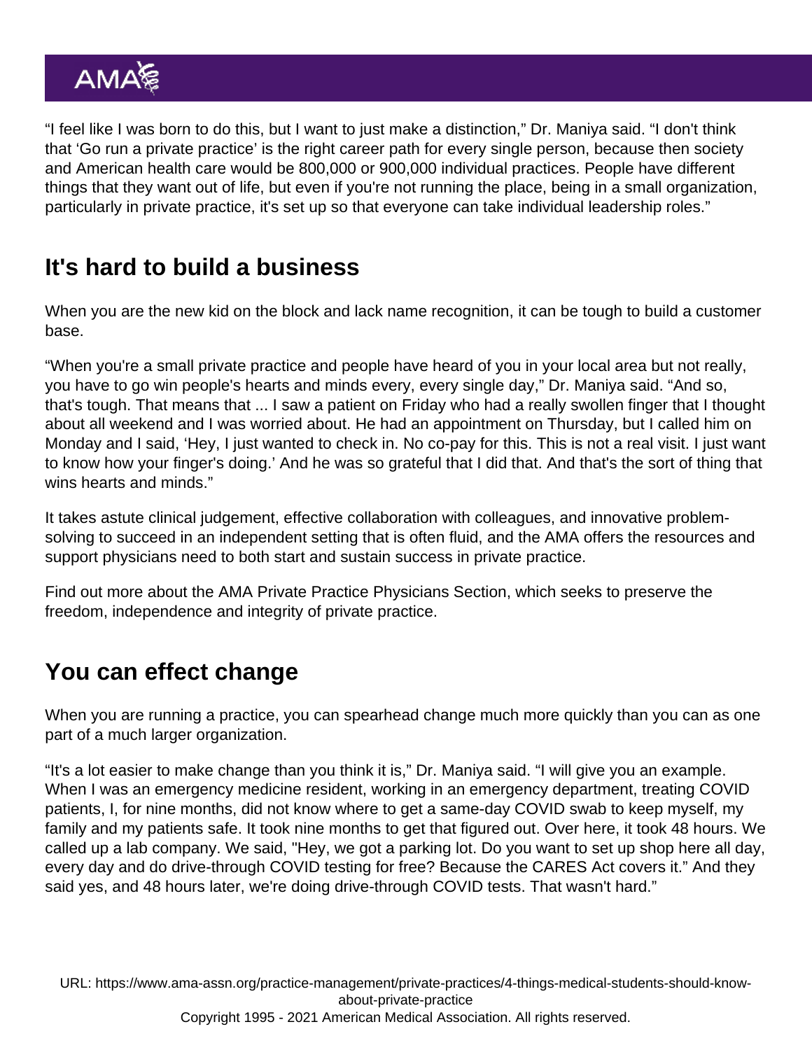"I feel like I was born to do this, but I want to just make a distinction," Dr. Maniya said. "I don't think that 'Go run a private practice' is the right career path for every single person, because then society and American health care would be 800,000 or 900,000 individual practices. People have different things that they want out of life, but even if you're not running the place, being in a small organization, particularly in private practice, it's set up so that everyone can take individual leadership roles."

## It's hard to build a business

When you are the new kid on the block and lack name recognition, it can be tough to build a customer base.

"When you're a small private practice and people have heard of you in your local area but not really, you have to go win people's hearts and minds every, every single day," Dr. Maniya said. "And so, that's tough. That means that ... I saw a patient on Friday who had a really swollen finger that I thought about all weekend and I was worried about. He had an appointment on Thursday, but I called him on Monday and I said, 'Hey, I just wanted to check in. No co-pay for this. This is not a real visit. I just want to know how your finger's doing.' And he was so grateful that I did that. And that's the sort of thing that wins hearts and minds."

It takes astute clinical judgement, effective collaboration with colleagues, and innovative problem-solving to succeed in an independent setting that is often fluid, and the AMA offers the resources and support physicians need to both start and sustain success in private practice.

Find out more about the AMA Private Practice Physicians Section, which seeks to preserve the freedom, independence and integrity of private practice.

## You can effect change

When you are running a practice, you can spearhead change much more quickly than you can as one part of a much larger organization.

"It's a lot easier to make change than you think it is," Dr. Maniya said. "I will give you an example. When I was an emergency medicine resident, working in an emergency department, treating COVID patients, I, for nine months, did not know where to get a same-day COVID swab to keep myself, my family and my patients safe. It took nine months to get that figured out. Over here, it took 48 hours. We called up a lab company. We said, "Hey, we got a parking lot. Do you want to set up shop here all day, every day and do drive-through COVID testing for free? Because the CARES Act covers it." And they said yes, and 48 hours later, we're doing drive-through COVID tests. That wasn't hard."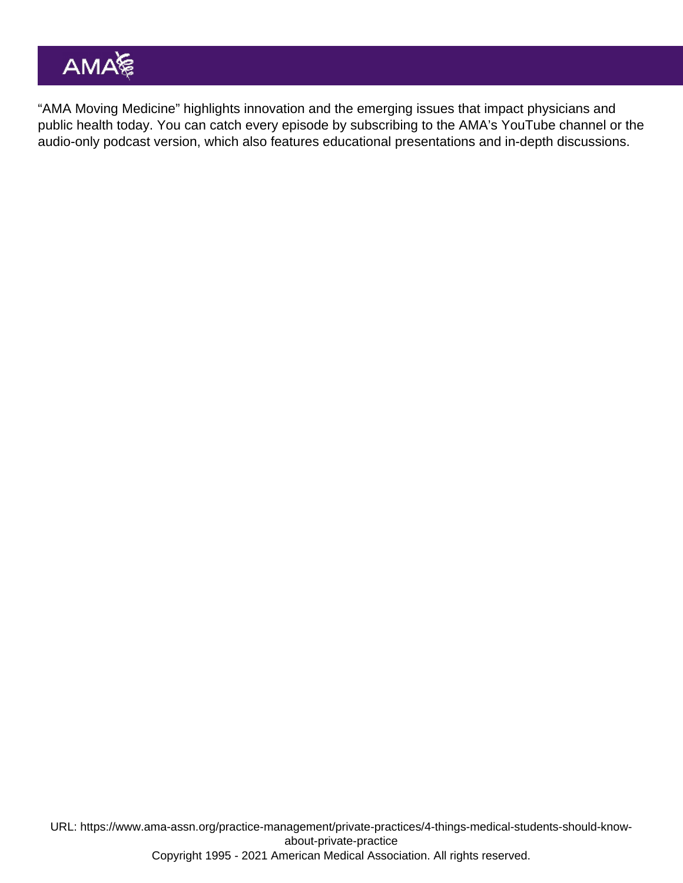“AMA Moving Medicine” highlights innovation and the emerging issues that impact physicians and public health today. You can catch every episode by subscribing to the AMA’s YouTube channel or the audio-only podcast version, which also features educational presentations and in-depth discussions.